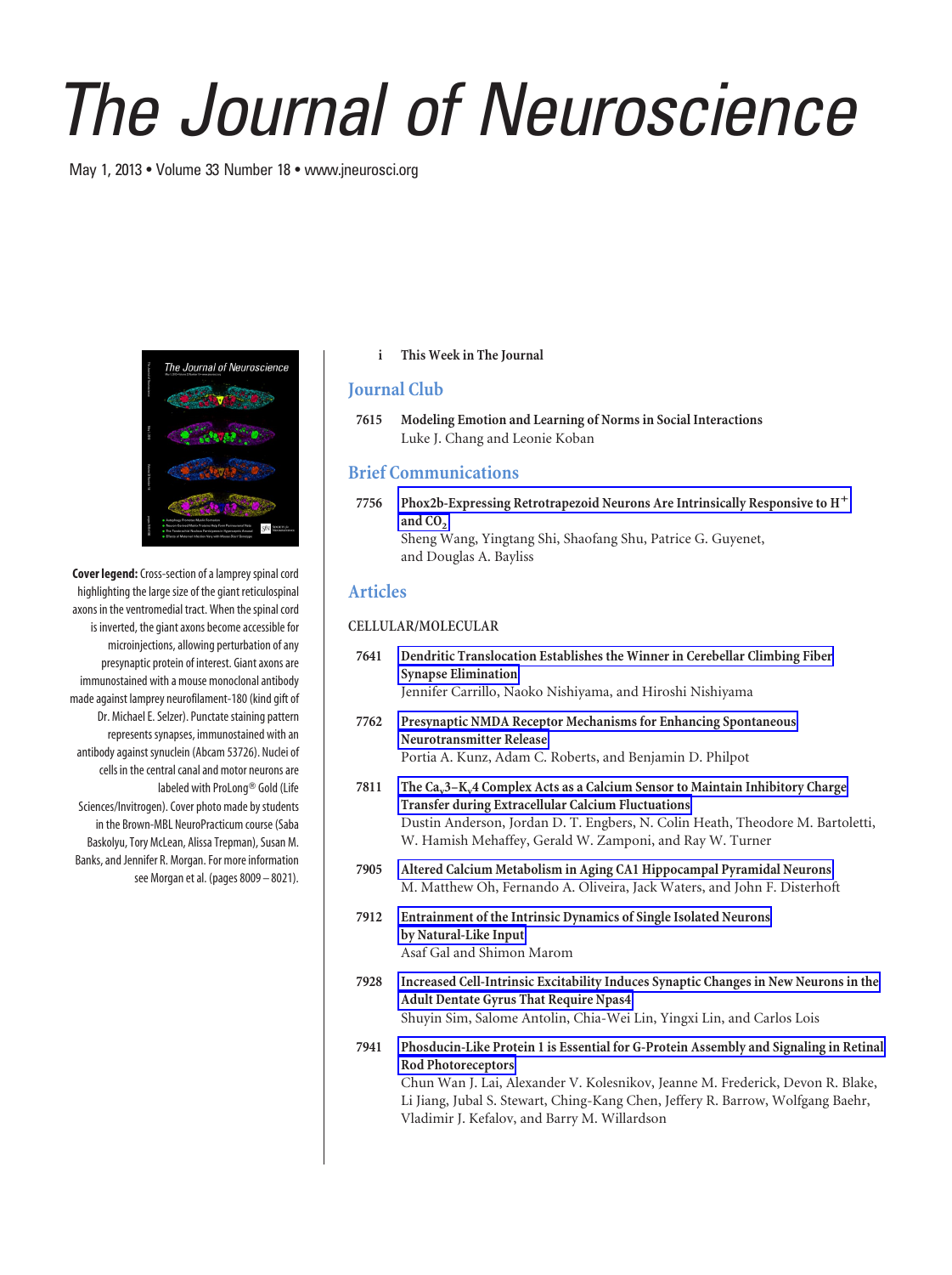# The Journal of Neuroscience

May 1, 2013 • Volume 33 Number 18 • www.jneurosci.org

**Cover legend:** Cross-section of a lamprey spinal cord highlighting the large size of the giant reticulospinal axons in the ventromedial tract. When the spinal cord is inverted, the giant axons become accessible for microinjections, allowing perturbation of any presynaptic protein of interest. Giant axons are immunostained with a mouse monoclonal antibody made against lamprey neurofilament-180 (kind gift of Dr. Michael E. Selzer). Punctate staining pattern represents synapses, immunostained with an antibody against synuclein (Abcam 53726). Nuclei of cells in the central canal and motor neurons are labeled with ProLong® Gold (Life Sciences/Invitrogen). Cover photo made by students in the Brown-MBL NeuroPracticum course (Saba Baskolyu, Tory McLean, Alissa Trepman), Susan M. Banks, and Jennifer R. Morgan. For more information see Morgan et al. (pages 8009 – 8021).

i **This Week in The Journal**

## Journal Club

7615 **Modeling Emotion and Learning of Norms in Social Interactions**
Luke J. Chang and Leonie Koban

## Brief Communications

7756 **Phox2b-Expressing Retrotrapezoid Neurons Are Intrinsically Responsive to $H^+$ and $CO_2$**
Sheng Wang, Yingtang Shi, Shaofang Shu, Patrice G. Guyenet, and Douglas A. Bayliss

## Articles

### CELLULAR/MOLECULAR

7641 **Dendritic Translocation Establishes the Winner in Cerebellar Climbing Fiber Synapse Elimination**
Jennifer Carrillo, Naoko Nishiyama, and Hiroshi Nishiyama

7762 **Presynaptic NMDA Receptor Mechanisms for Enhancing Spontaneous Neurotransmitter Release**
Portia A. Kunz, Adam C. Roberts, and Benjamin D. Philpot

7811 **The $Ca_v3$–$K_v4$ Complex Acts as a Calcium Sensor to Maintain Inhibitory Charge Transfer during Extracellular Calcium Fluctuations**
Dustin Anderson, Jordan D. T. Engbers, N. Colin Heath, Theodore M. Bartoletti, W. Hamish Mehaffey, Gerald W. Zamponi, and Ray W. Turner

7905 **Altered Calcium Metabolism in Aging CA1 Hippocampal Pyramidal Neurons**
M. Matthew Oh, Fernando A. Oliveira, Jack Waters, and John F. Disterhoft

7912 **Entrainment of the Intrinsic Dynamics of Single Isolated Neurons by Natural-Like Input**
Asaf Gal and Shimon Marom

7928 **Increased Cell-Intrinsic Excitability Induces Synaptic Changes in New Neurons in the Adult Dentate Gyrus That Require Npas4**
Shuyin Sim, Salome Antolin, Chia-Wei Lin, Yingxi Lin, and Carlos Lois

7941 **Phosducin-Like Protein 1 is Essential for G-Protein Assembly and Signaling in Retinal Rod Photoreceptors**
Chun Wan J. Lai, Alexander V. Kolesnikov, Jeanne M. Frederick, Devon R. Blake, Li Jiang, Jubal S. Stewart, Ching-Kang Chen, Jeffery R. Barrow, Wolfgang Baehr, Vladimir J. Kefalov, and Barry M. Willardson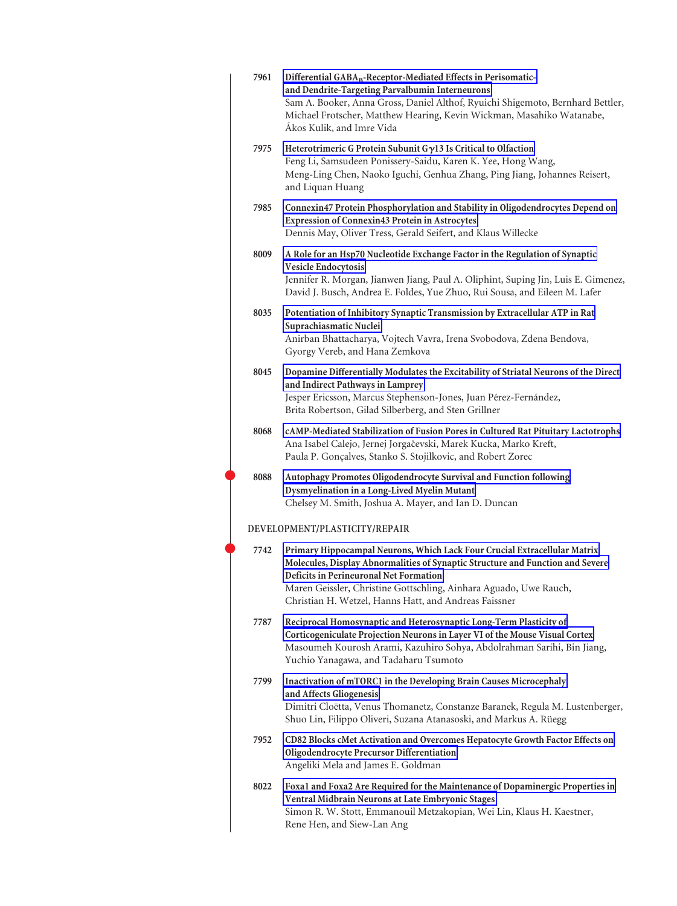7961 **Differential $GABA_B$-Receptor-Mediated Effects in Perisomatic- and Dendrite-Targeting Parvalbumin Interneurons**
Sam A. Booker, Anna Gross, Daniel Althof, Ryuichi Shigemoto, Bernhard Bettler, Michael Frotscher, Matthew Hearing, Kevin Wickman, Masahiko Watanabe, Ákos Kulik, and Imre Vida

7975 **Heterotrimeric G Protein Subunit $G\gamma13$ Is Critical to Olfaction**
Feng Li, Samsudeen Ponissery-Saidu, Karen K. Yee, Hong Wang, Meng-Ling Chen, Naoko Iguchi, Genhua Zhang, Ping Jiang, Johannes Reisert, and Liquan Huang

7985 **Connexin47 Protein Phosphorylation and Stability in Oligodendrocytes Depend on Expression of Connexin43 Protein in Astrocytes**
Dennis May, Oliver Tress, Gerald Seifert, and Klaus Willecke

8009 **A Role for an Hsp70 Nucleotide Exchange Factor in the Regulation of Synaptic Vesicle Endocytosis**
Jennifer R. Morgan, Jianwen Jiang, Paul A. Oliphint, Suping Jin, Luis E. Gimenez, David J. Busch, Andrea E. Foldes, Yue Zhuo, Rui Sousa, and Eileen M. Lafer

8035 **Potentiation of Inhibitory Synaptic Transmission by Extracellular ATP in Rat Suprachiasmatic Nuclei**
Anirban Bhattacharya, Vojtech Vavra, Irena Svobodova, Zdena Bendova, Gyorgy Vereb, and Hana Zemkova

8045 **Dopamine Differentially Modulates the Excitability of Striatal Neurons of the Direct and Indirect Pathways in Lamprey**
Jesper Ericsson, Marcus Stephenson-Jones, Juan Pérez-Fernández, Brita Robertson, Gilad Silberberg, and Sten Grillner

8068 **cAMP-Mediated Stabilization of Fusion Pores in Cultured Rat Pituitary Lactotrophs**
Ana Isabel Calejo, Jernej Jorgačevski, Marek Kucka, Marko Kreft, Paula P. Gonçalves, Stanko S. Stojilkovic, and Robert Zorec

8088 **Autophagy Promotes Oligodendrocyte Survival and Function following Dysmyelination in a Long-Lived Myelin Mutant**
Chelsey M. Smith, Joshua A. Mayer, and Ian D. Duncan

## DEVELOPMENT/PLASTICITY/REPAIR

7742 **Primary Hippocampal Neurons, Which Lack Four Crucial Extracellular Matrix Molecules, Display Abnormalities of Synaptic Structure and Function and Severe Deficits in Perineuronal Net Formation**
Maren Geissler, Christine Gottschling, Ainhara Aguado, Uwe Rauch, Christian H. Wetzel, Hanns Hatt, and Andreas Faissner

7787 **Reciprocal Homosynaptic and Heterosynaptic Long-Term Plasticity of Corticogeniculate Projection Neurons in Layer VI of the Mouse Visual Cortex**
Masoumeh Kourosh Arami, Kazuhiro Sohya, Abdolrahman Sarihi, Bin Jiang, Yuchio Yanagawa, and Tadaharu Tsumoto

7799 **Inactivation of mTORC1 in the Developing Brain Causes Microcephaly and Affects Gliogenesis**
Dimitri Cloëtta, Venus Thomanetz, Constanze Baranek, Regula M. Lustenberger, Shuo Lin, Filippo Oliveri, Suzana Atanasoski, and Markus A. Rüegg

7952 **CD82 Blocks cMet Activation and Overcomes Hepatocyte Growth Factor Effects on Oligodendrocyte Precursor Differentiation**
Angeliki Mela and James E. Goldman

8022 **Foxa1 and Foxa2 Are Required for the Maintenance of Dopaminergic Properties in Ventral Midbrain Neurons at Late Embryonic Stages**
Simon R. W. Stott, Emmanouil Metzakopian, Wei Lin, Klaus H. Kaestner, Rene Hen, and Siew-Lan Ang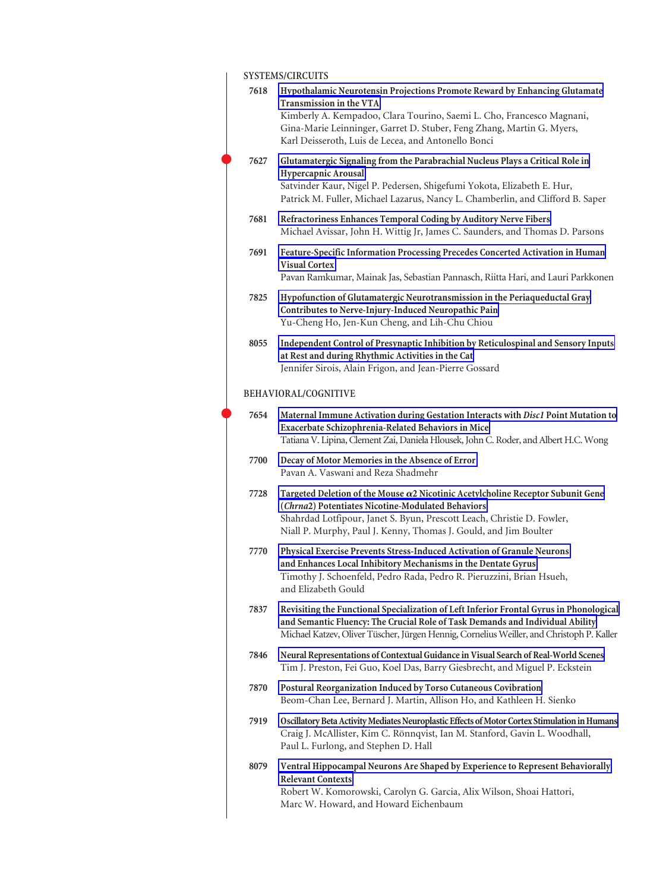## SYSTEMS/CIRCUITS

**7618** Hypothalamic Neurotensin Projections Promote Reward by Enhancing Glutamate Transmission in the VTA
Kimberly A. Kempadoo, Clara Tourino, Saemi L. Cho, Francesco Magnani, Gina-Marie Leinninger, Garret D. Stuber, Feng Zhang, Martin G. Myers, Karl Deisseroth, Luis de Lecea, and Antonello Bonci

**7627** Glutamatergic Signaling from the Parabrachial Nucleus Plays a Critical Role in Hypercapnic Arousal
Satvinder Kaur, Nigel P. Pedersen, Shigefumi Yokota, Elizabeth E. Hur, Patrick M. Fuller, Michael Lazarus, Nancy L. Chamberlin, and Clifford B. Saper

**7681** Refractoriness Enhances Temporal Coding by Auditory Nerve Fibers
Michael Avissar, John H. Wittig Jr, James C. Saunders, and Thomas D. Parsons

**7691** Feature-Specific Information Processing Precedes Concerted Activation in Human Visual Cortex
Pavan Ramkumar, Mainak Jas, Sebastian Pannasch, Riitta Hari, and Lauri Parkkonen

**7825** Hypofunction of Glutamatergic Neurotransmission in the Periaqueductal Gray Contributes to Nerve-Injury-Induced Neuropathic Pain
Yu-Cheng Ho, Jen-Kun Cheng, and Lih-Chu Chiou

**8055** Independent Control of Presynaptic Inhibition by Reticulospinal and Sensory Inputs at Rest and during Rhythmic Activities in the Cat
Jennifer Sirois, Alain Frigon, and Jean-Pierre Gossard

## BEHAVIORAL/COGNITIVE

**7654** Maternal Immune Activation during Gestation Interacts with *Disc1* Point Mutation to Exacerbate Schizophrenia-Related Behaviors in Mice
Tatiana V. Lipina, Clement Zai, Daniela Hlousek, John C. Roder, and Albert H.C. Wong

**7700** Decay of Motor Memories in the Absence of Error
Pavan A. Vaswani and Reza Shadmehr

**7728** Targeted Deletion of the Mouse $\alpha$2 Nicotinic Acetylcholine Receptor Subunit Gene (*Chrna2*) Potentiates Nicotine-Modulated Behaviors
Shahrdad Lotfipour, Janet S. Byun, Prescott Leach, Christie D. Fowler, Niall P. Murphy, Paul J. Kenny, Thomas J. Gould, and Jim Boulter

**7770** Physical Exercise Prevents Stress-Induced Activation of Granule Neurons and Enhances Local Inhibitory Mechanisms in the Dentate Gyrus
Timothy J. Schoenfeld, Pedro Rada, Pedro R. Pieruzzini, Brian Hsueh, and Elizabeth Gould

**7837** Revisiting the Functional Specialization of Left Inferior Frontal Gyrus in Phonological and Semantic Fluency: The Crucial Role of Task Demands and Individual Ability
Michael Katzev, Oliver Tüscher, Jürgen Hennig, Cornelius Weiller, and Christoph P. Kaller

**7846** Neural Representations of Contextual Guidance in Visual Search of Real-World Scenes
Tim J. Preston, Fei Guo, Koel Das, Barry Giesbrecht, and Miguel P. Eckstein

**7870** Postural Reorganization Induced by Torso Cutaneous Covibration
Beom-Chan Lee, Bernard J. Martin, Allison Ho, and Kathleen H. Sienko

**7919** Oscillatory Beta Activity Mediates Neuroplastic Effects of Motor Cortex Stimulation in Humans
Craig J. McAllister, Kim C. Rönnqvist, Ian M. Stanford, Gavin L. Woodhall, Paul L. Furlong, and Stephen D. Hall

**8079** Ventral Hippocampal Neurons Are Shaped by Experience to Represent Behaviorally Relevant Contexts
Robert W. Komorowski, Carolyn G. Garcia, Alix Wilson, Shoai Hattori, Marc W. Howard, and Howard Eichenbaum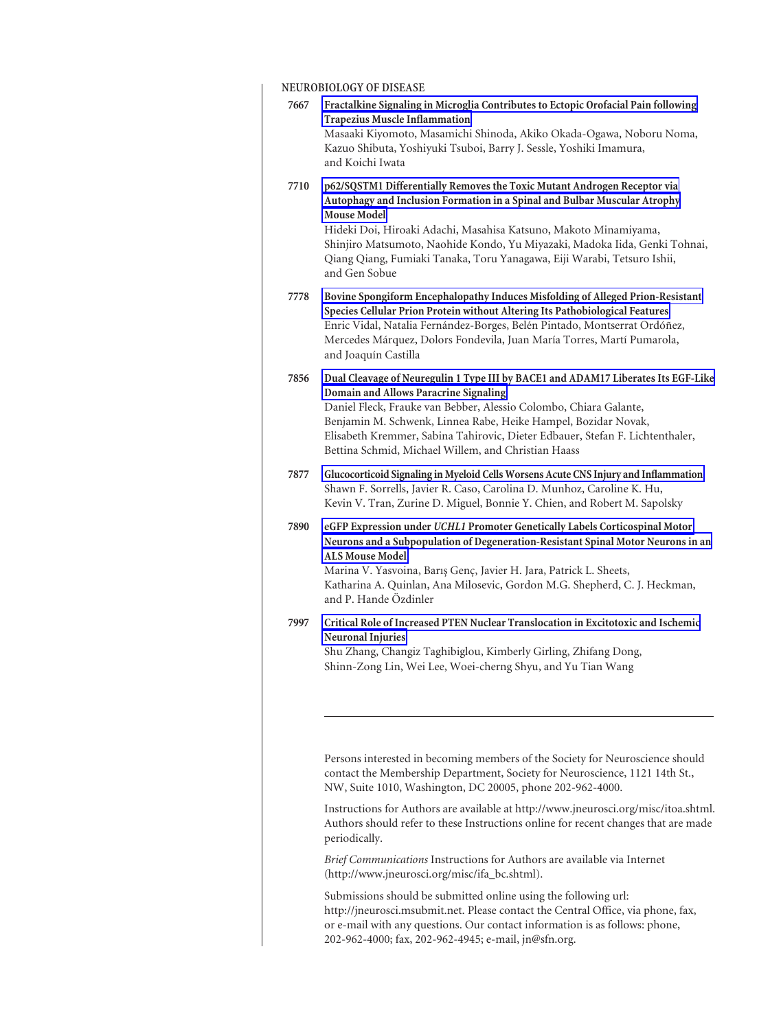## NEUROBIOLOGY OF DISEASE

**7667** **Fractalkine Signaling in Microglia Contributes to Ectopic Orofacial Pain following Trapezius Muscle Inflammation**
Masaaki Kiyomoto, Masamichi Shinoda, Akiko Okada-Ogawa, Noboru Noma, Kazuo Shibuta, Yoshiyuki Tsuboi, Barry J. Sessle, Yoshiki Imamura, and Koichi Iwata

**7710** **p62/SQSTM1 Differentially Removes the Toxic Mutant Androgen Receptor via Autophagy and Inclusion Formation in a Spinal and Bulbar Muscular Atrophy Mouse Model**
Hideki Doi, Hiroaki Adachi, Masahisa Katsuno, Makoto Minamiyama, Shinjiro Matsumoto, Naohide Kondo, Yu Miyazaki, Madoka Iida, Genki Tohnai, Qiang Qiang, Fumiaki Tanaka, Toru Yanagawa, Eiji Warabi, Tetsuro Ishii, and Gen Sobue

**7778** **Bovine Spongiform Encephalopathy Induces Misfolding of Alleged Prion-Resistant Species Cellular Prion Protein without Altering Its Pathobiological Features**
Enric Vidal, Natalia Fernández-Borges, Belén Pintado, Montserrat Ordóñez, Mercedes Márquez, Dolors Fondevila, Juan María Torres, Martí Pumarola, and Joaquín Castilla

**7856** **Dual Cleavage of Neuregulin 1 Type III by BACE1 and ADAM17 Liberates Its EGF-Like Domain and Allows Paracrine Signaling**
Daniel Fleck, Frauke van Bebber, Alessio Colombo, Chiara Galante, Benjamin M. Schwenk, Linnea Rabe, Heike Hampel, Bozidar Novak, Elisabeth Kremmer, Sabina Tahirovic, Dieter Edbauer, Stefan F. Lichtenthaler, Bettina Schmid, Michael Willem, and Christian Haass

**7877** **Glucocorticoid Signaling in Myeloid Cells Worsens Acute CNS Injury and Inflammation**
Shawn F. Sorrells, Javier R. Caso, Carolina D. Munhoz, Caroline K. Hu, Kevin V. Tran, Zurine D. Miguel, Bonnie Y. Chien, and Robert M. Sapolsky

**7890** **eGFP Expression under *UCHL1* Promoter Genetically Labels Corticospinal Motor Neurons and a Subpopulation of Degeneration-Resistant Spinal Motor Neurons in an ALS Mouse Model**
Marina V. Yasvoina, Barış Genç, Javier H. Jara, Patrick L. Sheets, Katharina A. Quinlan, Ana Milosevic, Gordon M.G. Shepherd, C. J. Heckman, and P. Hande Özdinler

**7997** **Critical Role of Increased PTEN Nuclear Translocation in Excitotoxic and Ischemic Neuronal Injuries**
Shu Zhang, Changiz Taghibiglou, Kimberly Girling, Zhifang Dong, Shinn-Zong Lin, Wei Lee, Woei-cherng Shyu, and Yu Tian Wang

---

Persons interested in becoming members of the Society for Neuroscience should contact the Membership Department, Society for Neuroscience, 1121 14th St., NW, Suite 1010, Washington, DC 20005, phone 202-962-4000.

Instructions for Authors are available at http://www.jneurosci.org/misc/itoa.shtml. Authors should refer to these Instructions online for recent changes that are made periodically.

*Brief Communications* Instructions for Authors are available via Internet (http://www.jneurosci.org/misc/ifa_bc.shtml).

Submissions should be submitted online using the following url: http://jneurosci.msubmit.net. Please contact the Central Office, via phone, fax, or e-mail with any questions. Our contact information is as follows: phone, 202-962-4000; fax, 202-962-4945; e-mail, jn@sfn.org.